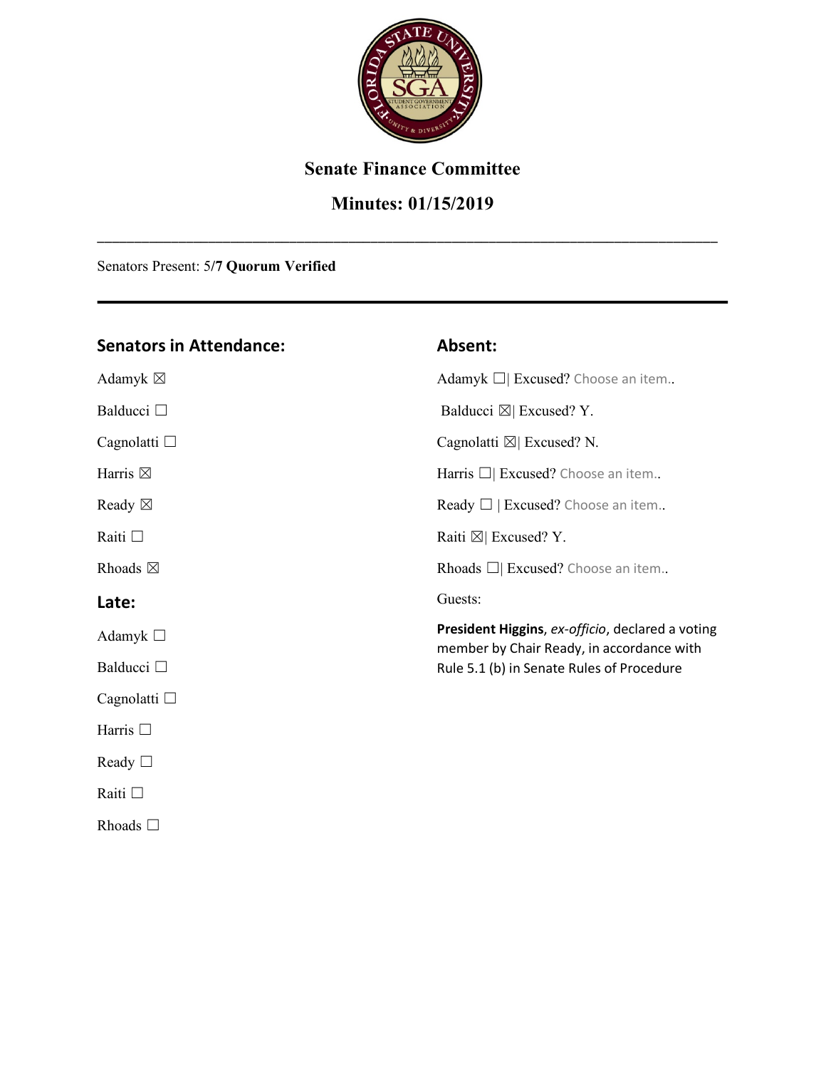# Senate Finance Committee

## Minutes: 01/15/2019

---

Senators Present: 5/**7 Quorum Verified**

---

### Senators in Attendance:

Adamyk ☒

Balducci ☐

Cagnolatti ☐

Harris ☒

Ready ☒

Raiti ☐

Rhoads ☒

### Late:

Adamyk ☐

Balducci ☐

Cagnolatti ☐

Harris ☐

Ready ☐

Raiti ☐

Rhoads ☐

### Absent:

Adamyk ☐| Excused? Choose an item..

Balducci ☒| Excused? Y.

Cagnolatti ☒| Excused? N.

Harris ☐| Excused? Choose an item..

Ready ☐ | Excused? Choose an item..

Raiti ☒| Excused? Y.

Rhoads ☐| Excused? Choose an item..

Guests:

**President Higgins**, *ex-officio*, declared a voting member by Chair Ready, in accordance with Rule 5.1 (b) in Senate Rules of Procedure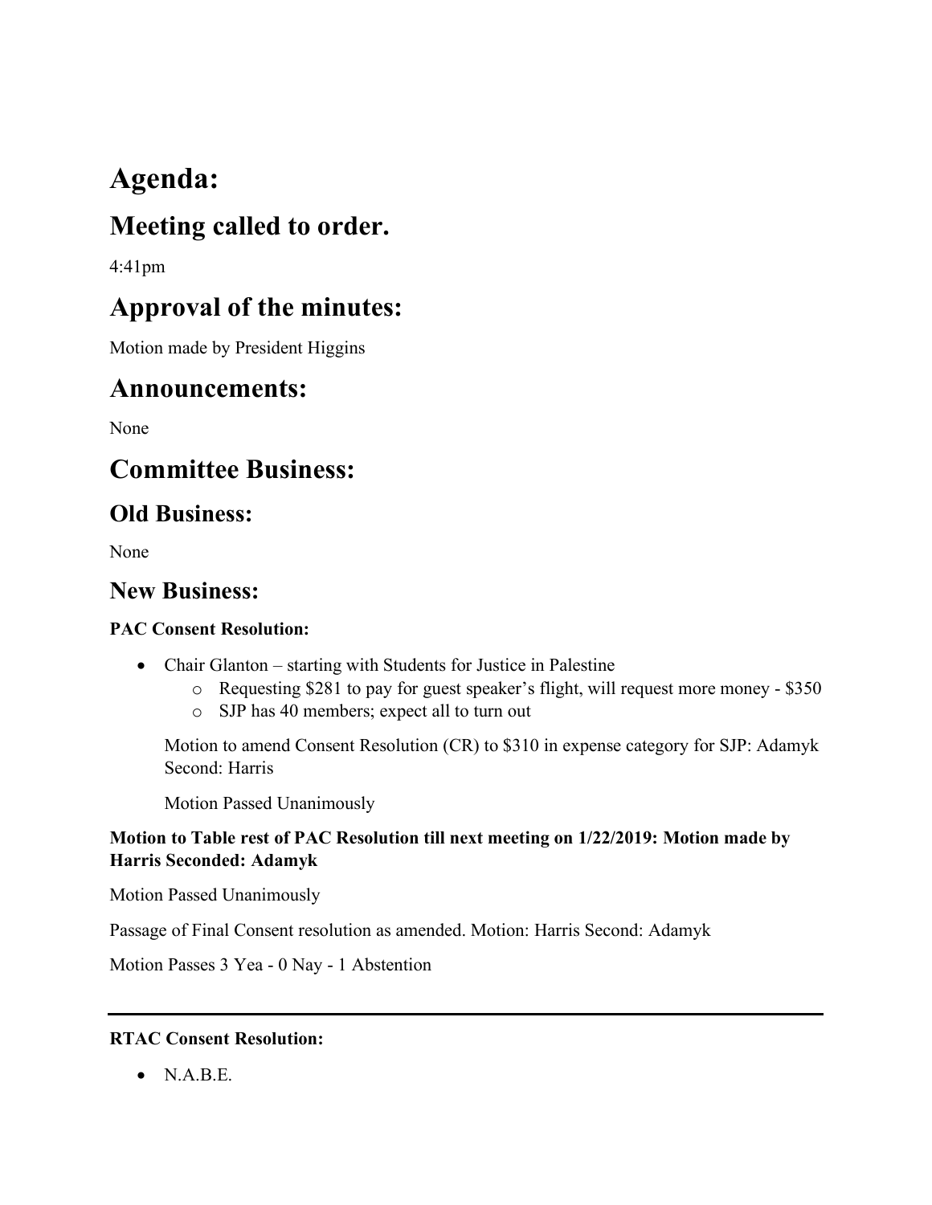# Agenda:

## Meeting called to order.

4:41pm

## Approval of the minutes:

Motion made by President Higgins

## Announcements:

None

## Committee Business:

### Old Business:

None

### New Business:

**PAC Consent Resolution:**

- Chair Glanton – starting with Students for Justice in Palestine
  - Requesting $281 to pay for guest speaker's flight, will request more money - $350
  - SJP has 40 members; expect all to turn out

  Motion to amend Consent Resolution (CR) to $310 in expense category for SJP: Adamyk Second: Harris

  Motion Passed Unanimously

**Motion to Table rest of PAC Resolution till next meeting on 1/22/2019: Motion made by Harris Seconded: Adamyk**

Motion Passed Unanimously

Passage of Final Consent resolution as amended. Motion: Harris Second: Adamyk

Motion Passes 3 Yea - 0 Nay - 1 Abstention

---

**RTAC Consent Resolution:**

- N.A.B.E.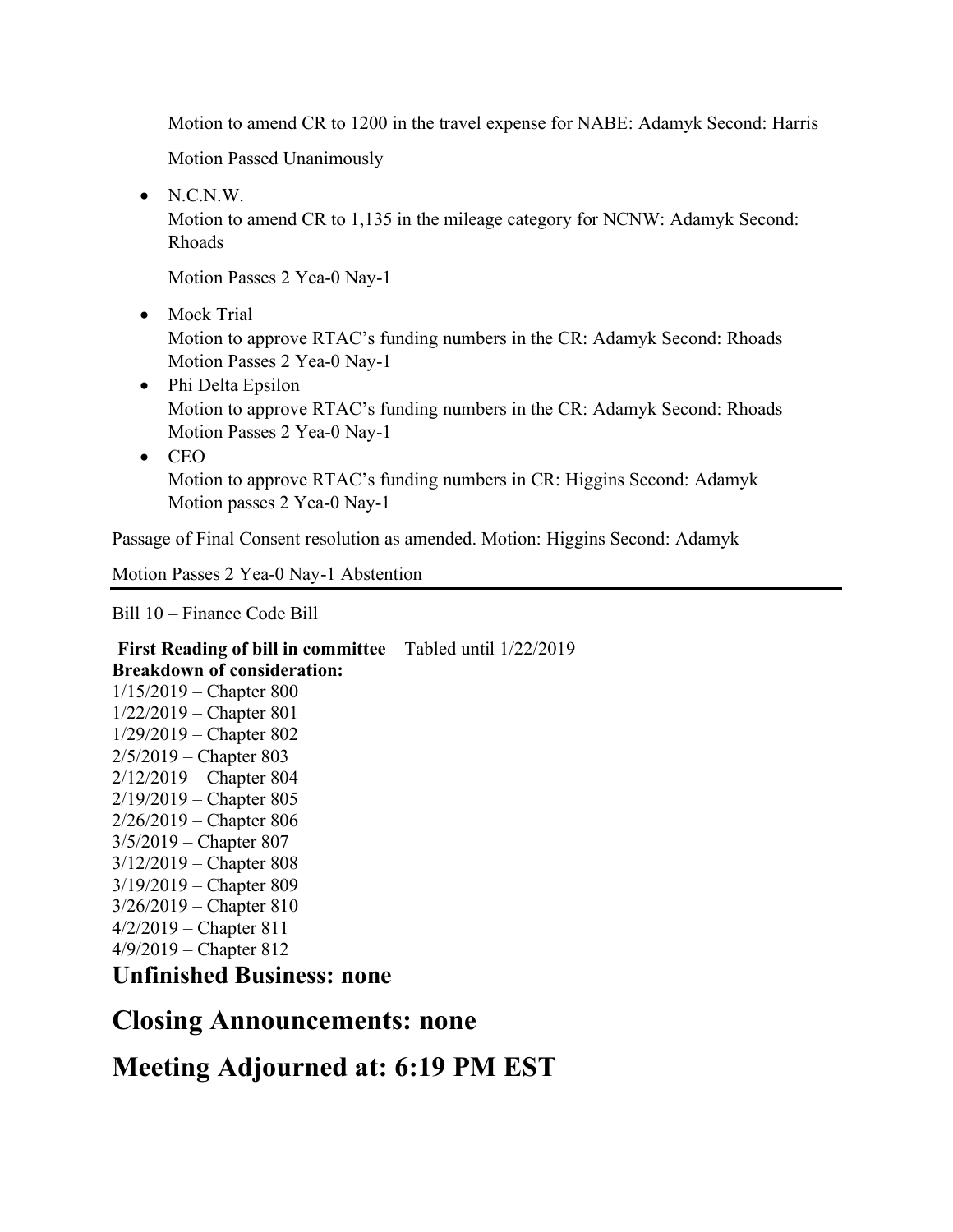Motion to amend CR to 1200 in the travel expense for NABE: Adamyk Second: Harris

Motion Passed Unanimously

- N.C.N.W.
  Motion to amend CR to 1,135 in the mileage category for NCNW: Adamyk Second: Rhoads

  Motion Passes 2 Yea-0 Nay-1

- Mock Trial
  Motion to approve RTAC's funding numbers in the CR: Adamyk Second: Rhoads
  Motion Passes 2 Yea-0 Nay-1
- Phi Delta Epsilon
  Motion to approve RTAC's funding numbers in the CR: Adamyk Second: Rhoads
  Motion Passes 2 Yea-0 Nay-1
- CEO
  Motion to approve RTAC's funding numbers in CR: Higgins Second: Adamyk
  Motion passes 2 Yea-0 Nay-1

Passage of Final Consent resolution as amended. Motion: Higgins Second: Adamyk

Motion Passes 2 Yea-0 Nay-1 Abstention

---

Bill 10 – Finance Code Bill

**First Reading of bill in committee** – Tabled until 1/22/2019
**Breakdown of consideration:**
1/15/2019 – Chapter 800
1/22/2019 – Chapter 801
1/29/2019 – Chapter 802
2/5/2019 – Chapter 803
2/12/2019 – Chapter 804
2/19/2019 – Chapter 805
2/26/2019 – Chapter 806
3/5/2019 – Chapter 807
3/12/2019 – Chapter 808
3/19/2019 – Chapter 809
3/26/2019 – Chapter 810
4/2/2019 – Chapter 811
4/9/2019 – Chapter 812

## Unfinished Business: none

# Closing Announcements: none

# Meeting Adjourned at: 6:19 PM EST